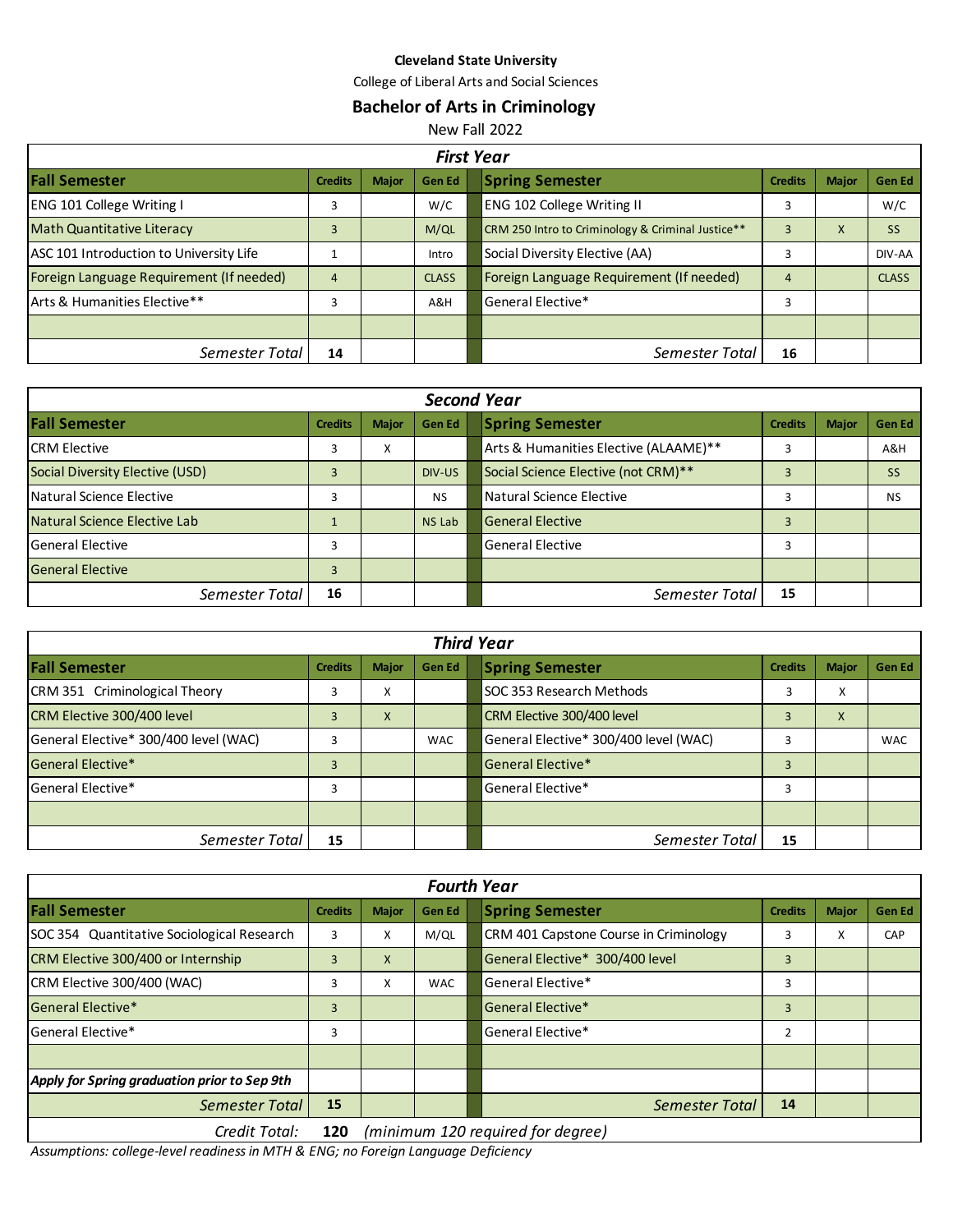**Cleveland State University**

College of Liberal Arts and Social Sciences

## Bachelor of Arts in Criminology

New Fall 2022

### *First Year*

| Fall Semester | Credits | Major | Gen Ed | Spring Semester | Credits | Major | Gen Ed |
|---|---|---|---|---|---|---|---|
| ENG 101 College Writing I | 3 | | W/C | ENG 102 College Writing II | 3 | | W/C |
| Math Quantitative Literacy | 3 | | M/QL | CRM 250 Intro to Criminology & Criminal Justice** | 3 | X | SS |
| ASC 101 Introduction to University Life | 1 | | Intro | Social Diversity Elective (AA) | 3 | | DIV-AA |
| Foreign Language Requirement (If needed) | 4 | | CLASS | Foreign Language Requirement (If needed) | 4 | | CLASS |
| Arts & Humanities Elective** | 3 | | A&H | General Elective* | 3 | | |
| | | | | | | | |
| *Semester Total* | **14** | | | *Semester Total* | **16** | | |

### *Second Year*

| Fall Semester | Credits | Major | Gen Ed | Spring Semester | Credits | Major | Gen Ed |
|---|---|---|---|---|---|---|---|
| CRM Elective | 3 | X | | Arts & Humanities Elective (ALAAME)** | 3 | | A&H |
| Social Diversity Elective (USD) | 3 | | DIV-US | Social Science Elective (not CRM)** | 3 | | SS |
| Natural Science Elective | 3 | | NS | Natural Science Elective | 3 | | NS |
| Natural Science Elective Lab | 1 | | NS Lab | General Elective | 3 | | |
| General Elective | 3 | | | General Elective | 3 | | |
| General Elective | 3 | | | | | | |
| *Semester Total* | **16** | | | *Semester Total* | **15** | | |

### *Third Year*

| Fall Semester | Credits | Major | Gen Ed | Spring Semester | Credits | Major | Gen Ed |
|---|---|---|---|---|---|---|---|
| CRM 351 Criminological Theory | 3 | X | | SOC 353 Research Methods | 3 | X | |
| CRM Elective 300/400 level | 3 | X | | CRM Elective 300/400 level | 3 | X | |
| General Elective* 300/400 level (WAC) | 3 | | WAC | General Elective* 300/400 level (WAC) | 3 | | WAC |
| General Elective* | 3 | | | General Elective* | 3 | | |
| General Elective* | 3 | | | General Elective* | 3 | | |
| | | | | | | | |
| *Semester Total* | **15** | | | *Semester Total* | **15** | | |

### *Fourth Year*

| Fall Semester | Credits | Major | Gen Ed | Spring Semester | Credits | Major | Gen Ed |
|---|---|---|---|---|---|---|---|
| SOC 354 Quantitative Sociological Research | 3 | X | M/QL | CRM 401 Capstone Course in Criminology | 3 | X | CAP |
| CRM Elective 300/400 or Internship | 3 | X | | General Elective* 300/400 level | 3 | | |
| CRM Elective 300/400 (WAC) | 3 | X | WAC | General Elective* | 3 | | |
| General Elective* | 3 | | | General Elective* | 3 | | |
| General Elective* | 3 | | | General Elective* | 2 | | |
| | | | | | | | |
| ***Apply for Spring graduation prior to Sep 9th*** | | | | | | | |
| *Semester Total* | **15** | | | *Semester Total* | **14** | | |

*Credit Total:* **120** *(minimum 120 required for degree)*

*Assumptions: college-level readiness in MTH & ENG; no Foreign Language Deficiency*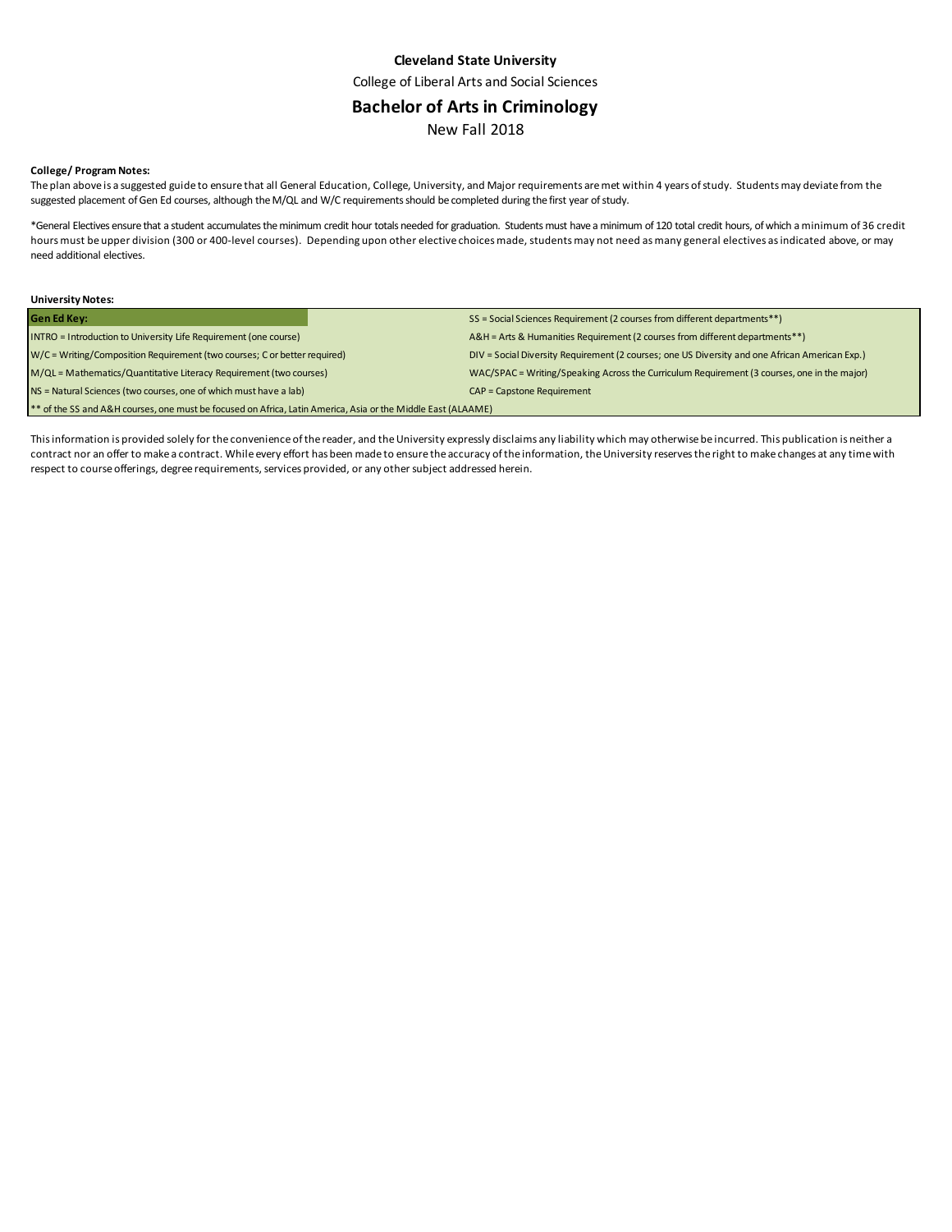**Cleveland State University**

College of Liberal Arts and Social Sciences

## Bachelor of Arts in Criminology

New Fall 2018

**College/ Program Notes:**

The plan above is a suggested guide to ensure that all General Education, College, University, and Major requirements are met within 4 years of study. Students may deviate from the suggested placement of Gen Ed courses, although the M/QL and W/C requirements should be completed during the first year of study.

*General Electives ensure that a student accumulates the minimum credit hour totals needed for graduation. Students must have a minimum of 120 total credit hours, of which a minimum of 36 credit hours must be upper division (300 or 400-level courses). Depending upon other elective choices made, students may not need as many general electives as indicated above, or may need additional electives.

**University Notes:**

| **Gen Ed Key:** | SS = Social Sciences Requirement (2 courses from different departments**) |
|---|---|
| INTRO = Introduction to University Life Requirement (one course) | A&H = Arts & Humanities Requirement (2 courses from different departments**) |
| W/C = Writing/Composition Requirement (two courses; C or better required) | DIV = Social Diversity Requirement (2 courses; one US Diversity and one African American Exp.) |
| M/QL = Mathematics/Quantitative Literacy Requirement (two courses) | WAC/SPAC = Writing/Speaking Across the Curriculum Requirement (3 courses, one in the major) |
| NS = Natural Sciences (two courses, one of which must have a lab) | CAP = Capstone Requirement |
| ** of the SS and A&H courses, one must be focused on Africa, Latin America, Asia or the Middle East (ALAAME) | |

This information is provided solely for the convenience of the reader, and the University expressly disclaims any liability which may otherwise be incurred. This publication is neither a contract nor an offer to make a contract. While every effort has been made to ensure the accuracy of the information, the University reserves the right to make changes at any time with respect to course offerings, degree requirements, services provided, or any other subject addressed herein.